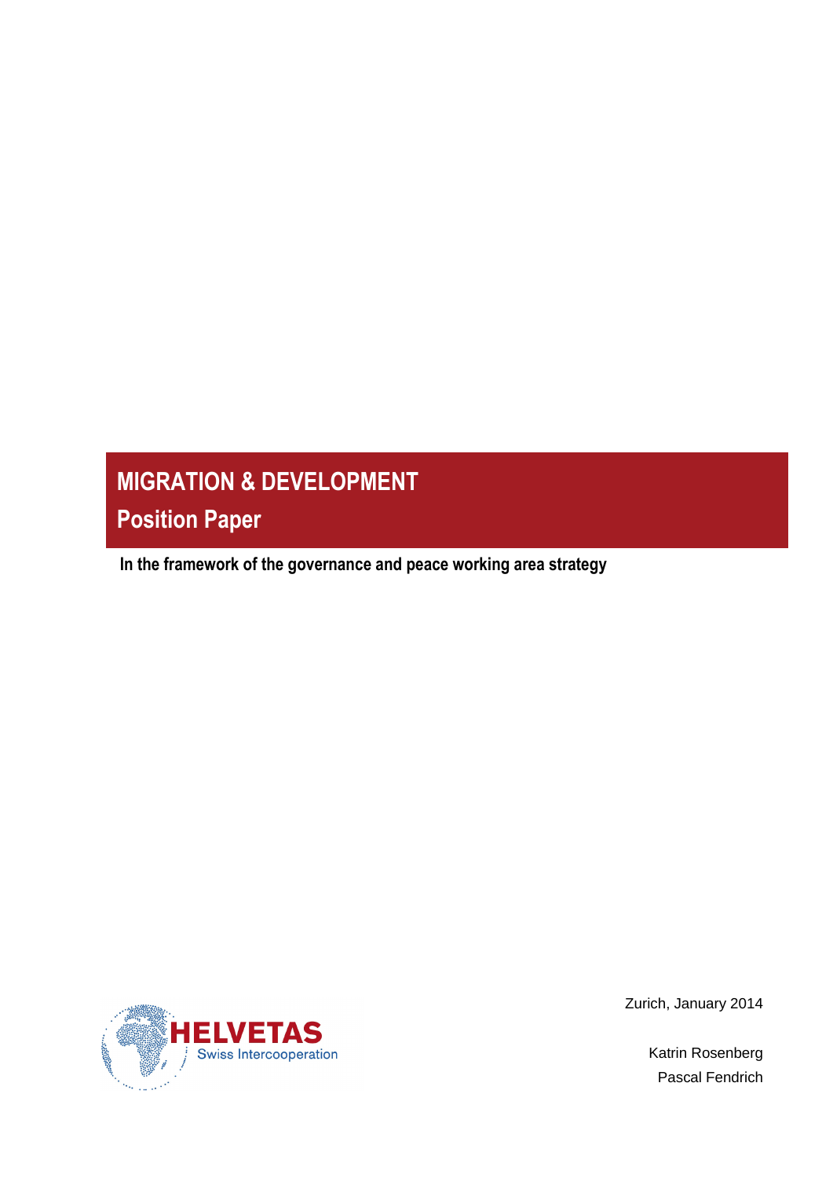# MIGRATION & DEVELOPMENT

## Position Paper

**In the framework of the governance and peace working area strategy**

HELVETAS
Swiss Intercooperation

Zurich, January 2014

Katrin Rosenberg
Pascal Fendrich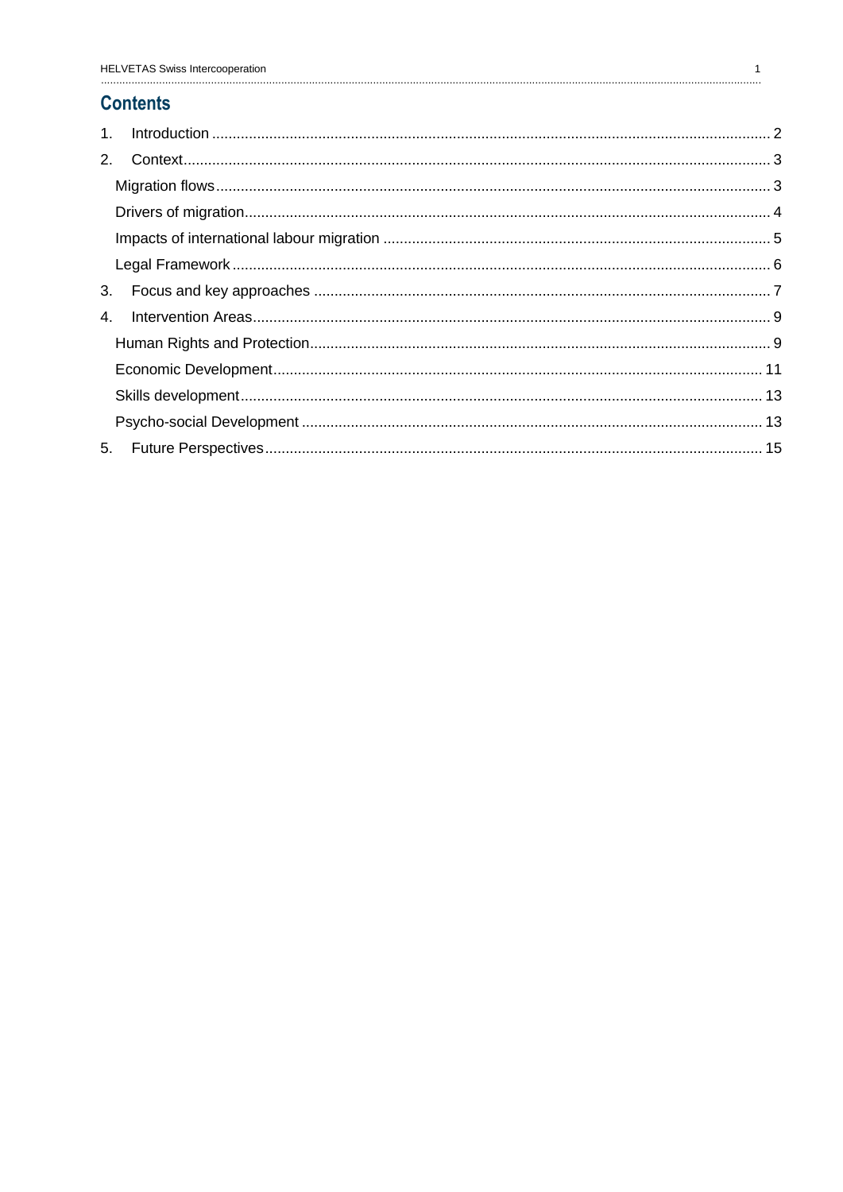## Contents

1. Introduction ........................................................ 2
2. Context ........................................................ 3
   - Migration flows ........................................................ 3
   - Drivers of migration ........................................................ 4
   - Impacts of international labour migration ........................................................ 5
   - Legal Framework ........................................................ 6
3. Focus and key approaches ........................................................ 7
4. Intervention Areas ........................................................ 9
   - Human Rights and Protection ........................................................ 9
   - Economic Development ........................................................ 11
   - Skills development ........................................................ 13
   - Psycho-social Development ........................................................ 13
5. Future Perspectives ........................................................ 15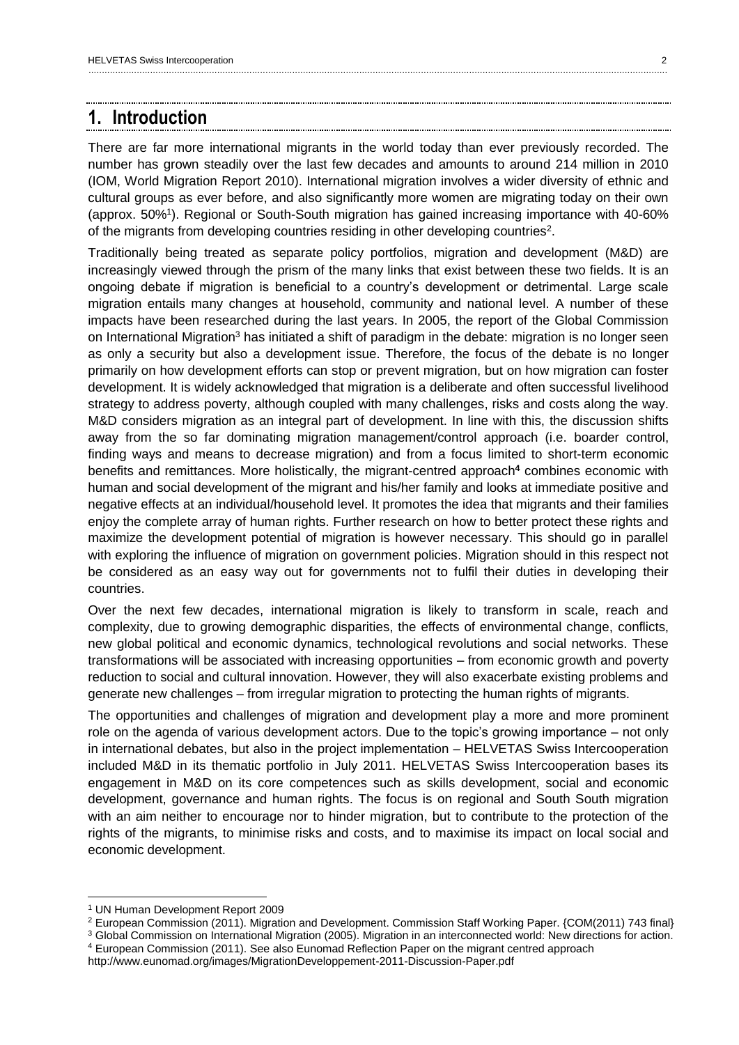# 1. Introduction

There are far more international migrants in the world today than ever previously recorded. The number has grown steadily over the last few decades and amounts to around 214 million in 2010 (IOM, World Migration Report 2010). International migration involves a wider diversity of ethnic and cultural groups as ever before, and also significantly more women are migrating today on their own (approx. 50%[1]). Regional or South-South migration has gained increasing importance with 40-60% of the migrants from developing countries residing in other developing countries[2].

Traditionally being treated as separate policy portfolios, migration and development (M&D) are increasingly viewed through the prism of the many links that exist between these two fields. It is an ongoing debate if migration is beneficial to a country's development or detrimental. Large scale migration entails many changes at household, community and national level. A number of these impacts have been researched during the last years. In 2005, the report of the Global Commission on International Migration[3] has initiated a shift of paradigm in the debate: migration is no longer seen as only a security but also a development issue. Therefore, the focus of the debate is no longer primarily on how development efforts can stop or prevent migration, but on how migration can foster development. It is widely acknowledged that migration is a deliberate and often successful livelihood strategy to address poverty, although coupled with many challenges, risks and costs along the way. M&D considers migration as an integral part of development. In line with this, the discussion shifts away from the so far dominating migration management/control approach (i.e. boarder control, finding ways and means to decrease migration) and from a focus limited to short-term economic benefits and remittances. More holistically, the migrant-centred approach[4] combines economic with human and social development of the migrant and his/her family and looks at immediate positive and negative effects at an individual/household level. It promotes the idea that migrants and their families enjoy the complete array of human rights. Further research on how to better protect these rights and maximize the development potential of migration is however necessary. This should go in parallel with exploring the influence of migration on government policies. Migration should in this respect not be considered as an easy way out for governments not to fulfil their duties in developing their countries.

Over the next few decades, international migration is likely to transform in scale, reach and complexity, due to growing demographic disparities, the effects of environmental change, conflicts, new global political and economic dynamics, technological revolutions and social networks. These transformations will be associated with increasing opportunities – from economic growth and poverty reduction to social and cultural innovation. However, they will also exacerbate existing problems and generate new challenges – from irregular migration to protecting the human rights of migrants.

The opportunities and challenges of migration and development play a more and more prominent role on the agenda of various development actors. Due to the topic's growing importance – not only in international debates, but also in the project implementation – HELVETAS Swiss Intercooperation included M&D in its thematic portfolio in July 2011. HELVETAS Swiss Intercooperation bases its engagement in M&D on its core competences such as skills development, social and economic development, governance and human rights. The focus is on regional and South South migration with an aim neither to encourage nor to hinder migration, but to contribute to the protection of the rights of the migrants, to minimise risks and costs, and to maximise its impact on local social and economic development.

---

[1] UN Human Development Report 2009

[2] European Commission (2011). Migration and Development. Commission Staff Working Paper. {COM(2011) 743 final}

[3] Global Commission on International Migration (2005). Migration in an interconnected world: New directions for action.

[4] European Commission (2011). See also Eunomad Reflection Paper on the migrant centred approach http://www.eunomad.org/images/MigrationDeveloppement-2011-Discussion-Paper.pdf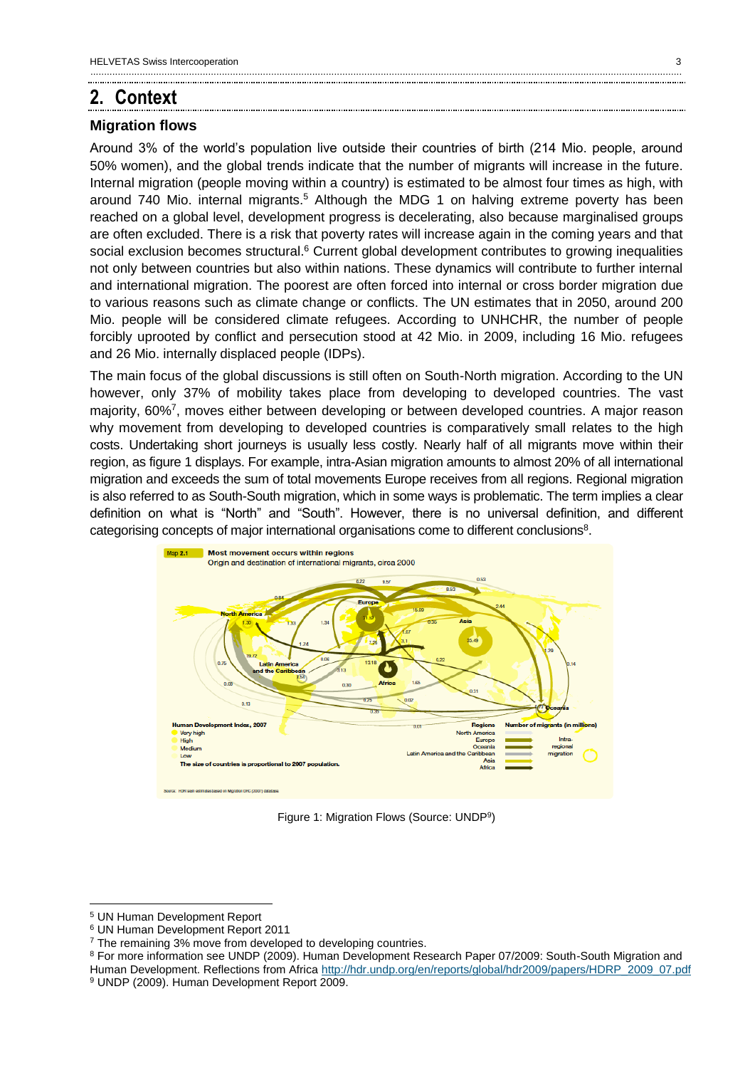## 2. Context

### Migration flows

Around 3% of the world's population live outside their countries of birth (214 Mio. people, around 50% women), and the global trends indicate that the number of migrants will increase in the future. Internal migration (people moving within a country) is estimated to be almost four times as high, with around 740 Mio. internal migrants.[5] Although the MDG 1 on halving extreme poverty has been reached on a global level, development progress is decelerating, also because marginalised groups are often excluded. There is a risk that poverty rates will increase again in the coming years and that social exclusion becomes structural.[6] Current global development contributes to growing inequalities not only between countries but also within nations. These dynamics will contribute to further internal and international migration. The poorest are often forced into internal or cross border migration due to various reasons such as climate change or conflicts. The UN estimates that in 2050, around 200 Mio. people will be considered climate refugees. According to UNHCHR, the number of people forcibly uprooted by conflict and persecution stood at 42 Mio. in 2009, including 16 Mio. refugees and 26 Mio. internally displaced people (IDPs).

The main focus of the global discussions is still often on South-North migration. According to the UN however, only 37% of mobility takes place from developing to developed countries. The vast majority, 60%[7], moves either between developing or between developed countries. A major reason why movement from developing to developed countries is comparatively small relates to the high costs. Undertaking short journeys is usually less costly. Nearly half of all migrants move within their region, as figure 1 displays. For example, intra-Asian migration amounts to almost 20% of all international migration and exceeds the sum of total movements Europe receives from all regions. Regional migration is also referred to as South-South migration, which in some ways is problematic. The term implies a clear definition on what is "North" and "South". However, there is no universal definition, and different categorising concepts of major international organisations come to different conclusions[8].

Figure 1: Migration Flows (Source: UNDP[9])

---

[5] UN Human Development Report

[6] UN Human Development Report 2011

[7] The remaining 3% move from developed to developing countries.

[8] For more information see UNDP (2009). Human Development Research Paper 07/2009: South-South Migration and Human Development. Reflections from Africa http://hdr.undp.org/en/reports/global/hdr2009/papers/HDRP_2009_07.pdf

[9] UNDP (2009). Human Development Report 2009.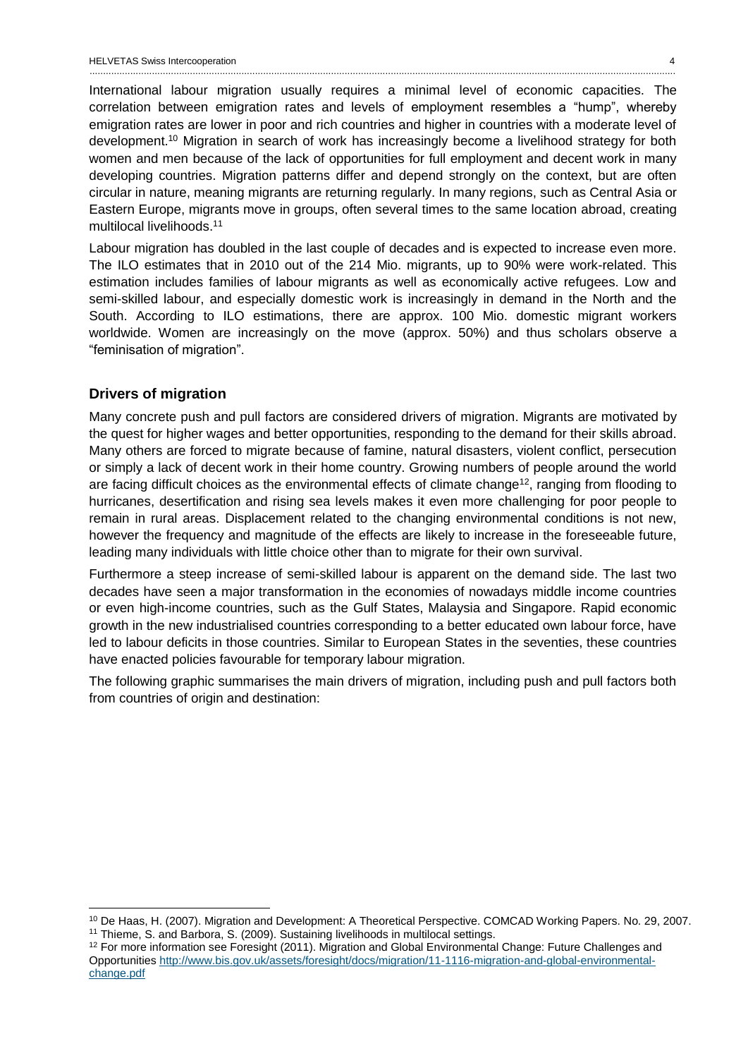International labour migration usually requires a minimal level of economic capacities. The correlation between emigration rates and levels of employment resembles a "hump", whereby emigration rates are lower in poor and rich countries and higher in countries with a moderate level of development.[10] Migration in search of work has increasingly become a livelihood strategy for both women and men because of the lack of opportunities for full employment and decent work in many developing countries. Migration patterns differ and depend strongly on the context, but are often circular in nature, meaning migrants are returning regularly. In many regions, such as Central Asia or Eastern Europe, migrants move in groups, often several times to the same location abroad, creating multilocal livelihoods.[11]

Labour migration has doubled in the last couple of decades and is expected to increase even more. The ILO estimates that in 2010 out of the 214 Mio. migrants, up to 90% were work-related. This estimation includes families of labour migrants as well as economically active refugees. Low and semi-skilled labour, and especially domestic work is increasingly in demand in the North and the South. According to ILO estimations, there are approx. 100 Mio. domestic migrant workers worldwide. Women are increasingly on the move (approx. 50%) and thus scholars observe a "feminisation of migration".

## Drivers of migration

Many concrete push and pull factors are considered drivers of migration. Migrants are motivated by the quest for higher wages and better opportunities, responding to the demand for their skills abroad. Many others are forced to migrate because of famine, natural disasters, violent conflict, persecution or simply a lack of decent work in their home country. Growing numbers of people around the world are facing difficult choices as the environmental effects of climate change[12], ranging from flooding to hurricanes, desertification and rising sea levels makes it even more challenging for poor people to remain in rural areas. Displacement related to the changing environmental conditions is not new, however the frequency and magnitude of the effects are likely to increase in the foreseeable future, leading many individuals with little choice other than to migrate for their own survival.

Furthermore a steep increase of semi-skilled labour is apparent on the demand side. The last two decades have seen a major transformation in the economies of nowadays middle income countries or even high-income countries, such as the Gulf States, Malaysia and Singapore. Rapid economic growth in the new industrialised countries corresponding to a better educated own labour force, have led to labour deficits in those countries. Similar to European States in the seventies, these countries have enacted policies favourable for temporary labour migration.

The following graphic summarises the main drivers of migration, including push and pull factors both from countries of origin and destination:

---

[10] De Haas, H. (2007). Migration and Development: A Theoretical Perspective. COMCAD Working Papers. No. 29, 2007.

[11] Thieme, S. and Barbora, S. (2009). Sustaining livelihoods in multilocal settings.

[12] For more information see Foresight (2011). Migration and Global Environmental Change: Future Challenges and Opportunities http://www.bis.gov.uk/assets/foresight/docs/migration/11-1116-migration-and-global-environmental-change.pdf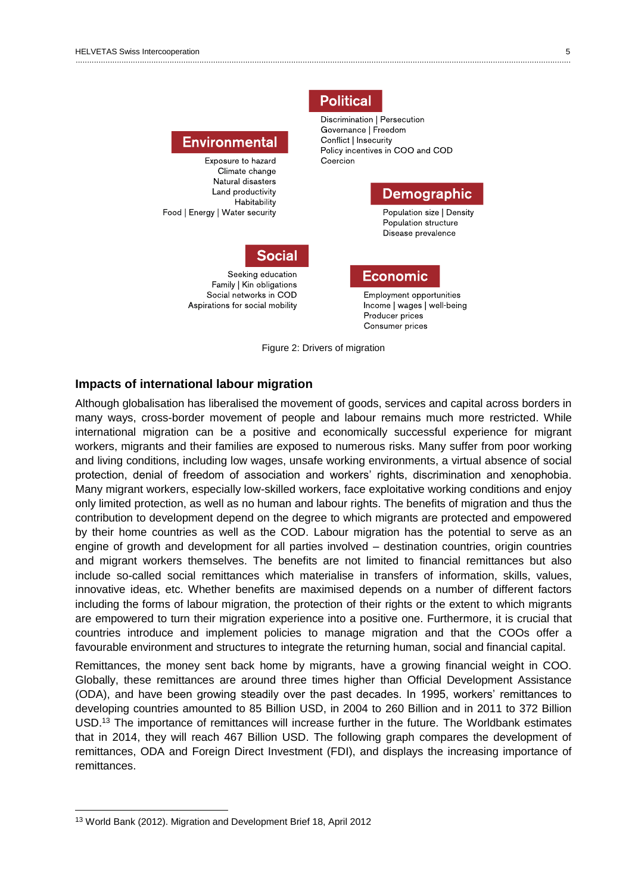**Political**

Discrimination | Persecution
Governance | Freedom
Conflict | Insecurity
Policy incentives in COO and COD
Coercion

**Environmental**

Exposure to hazard
Climate change
Natural disasters
Land productivity
Habitability
Food | Energy | Water security

**Demographic**

Population size | Density
Population structure
Disease prevalence

**Social**

Seeking education
Family | Kin obligations
Social networks in COD
Aspirations for social mobility

**Economic**

Employment opportunities
Income | wages | well-being
Producer prices
Consumer prices

Figure 2: Drivers of migration

### Impacts of international labour migration

Although globalisation has liberalised the movement of goods, services and capital across borders in many ways, cross-border movement of people and labour remains much more restricted. While international migration can be a positive and economically successful experience for migrant workers, migrants and their families are exposed to numerous risks. Many suffer from poor working and living conditions, including low wages, unsafe working environments, a virtual absence of social protection, denial of freedom of association and workers' rights, discrimination and xenophobia. Many migrant workers, especially low-skilled workers, face exploitative working conditions and enjoy only limited protection, as well as no human and labour rights. The benefits of migration and thus the contribution to development depend on the degree to which migrants are protected and empowered by their home countries as well as the COD. Labour migration has the potential to serve as an engine of growth and development for all parties involved – destination countries, origin countries and migrant workers themselves. The benefits are not limited to financial remittances but also include so-called social remittances which materialise in transfers of information, skills, values, innovative ideas, etc. Whether benefits are maximised depends on a number of different factors including the forms of labour migration, the protection of their rights or the extent to which migrants are empowered to turn their migration experience into a positive one. Furthermore, it is crucial that countries introduce and implement policies to manage migration and that the COOs offer a favourable environment and structures to integrate the returning human, social and financial capital.

Remittances, the money sent back home by migrants, have a growing financial weight in COO. Globally, these remittances are around three times higher than Official Development Assistance (ODA), and have been growing steadily over the past decades. In 1995, workers' remittances to developing countries amounted to 85 Billion USD, in 2004 to 260 Billion and in 2011 to 372 Billion USD.[13] The importance of remittances will increase further in the future. The Worldbank estimates that in 2014, they will reach 467 Billion USD. The following graph compares the development of remittances, ODA and Foreign Direct Investment (FDI), and displays the increasing importance of remittances.

---

[13] World Bank (2012). Migration and Development Brief 18, April 2012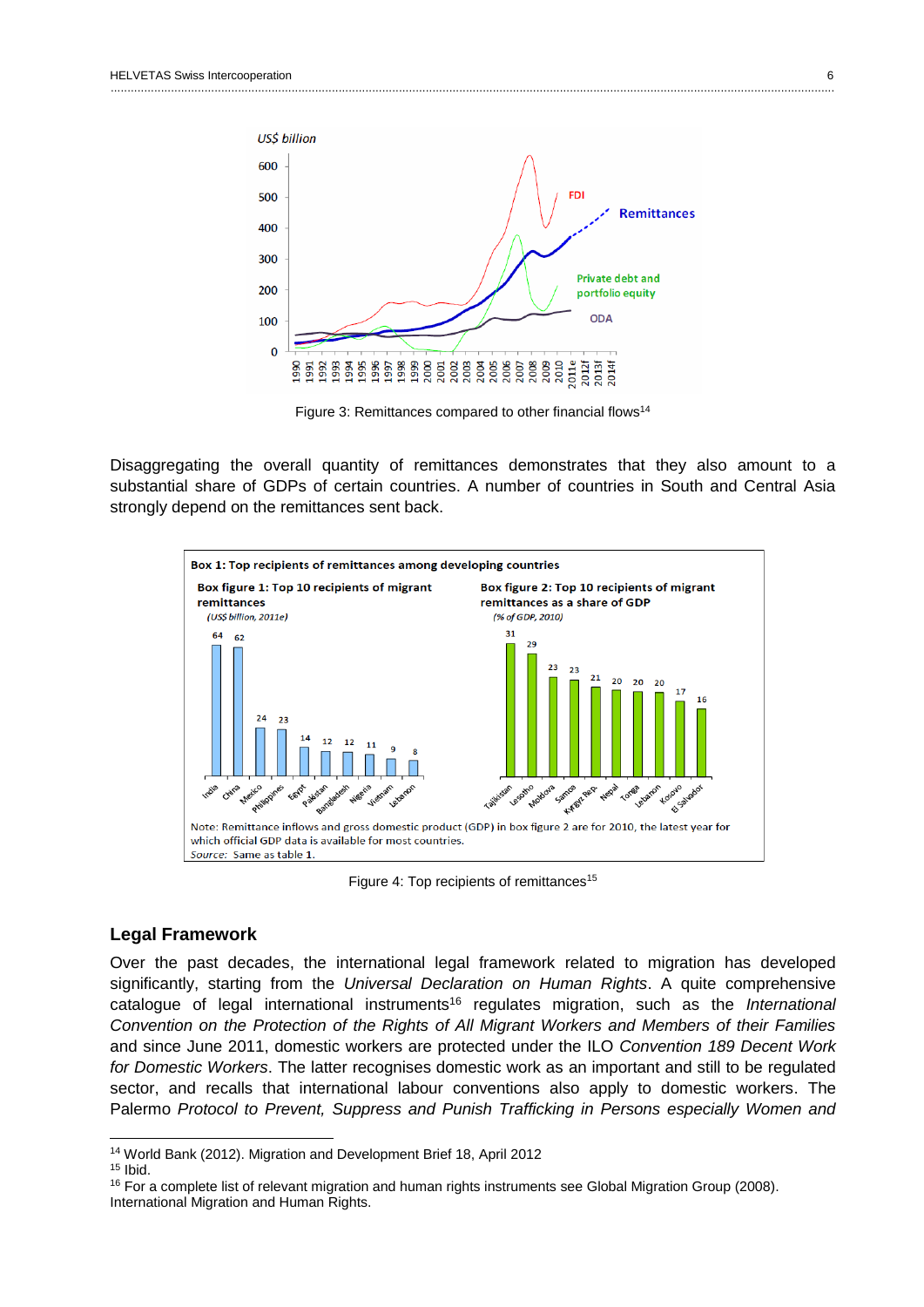Figure 3: Remittances compared to other financial flows[14]

Disaggregating the overall quantity of remittances demonstrates that they also amount to a substantial share of GDPs of certain countries. A number of countries in South and Central Asia strongly depend on the remittances sent back.

Figure 4: Top recipients of remittances[15]

## Legal Framework

Over the past decades, the international legal framework related to migration has developed significantly, starting from the *Universal Declaration on Human Rights*. A quite comprehensive catalogue of legal international instruments[16] regulates migration, such as the *International Convention on the Protection of the Rights of All Migrant Workers and Members of their Families* and since June 2011, domestic workers are protected under the ILO *Convention 189 Decent Work for Domestic Workers*. The latter recognises domestic work as an important and still to be regulated sector, and recalls that international labour conventions also apply to domestic workers. The Palermo *Protocol to Prevent, Suppress and Punish Trafficking in Persons especially Women and*

---

[14] World Bank (2012). Migration and Development Brief 18, April 2012

[15] Ibid.

[16] For a complete list of relevant migration and human rights instruments see Global Migration Group (2008). International Migration and Human Rights.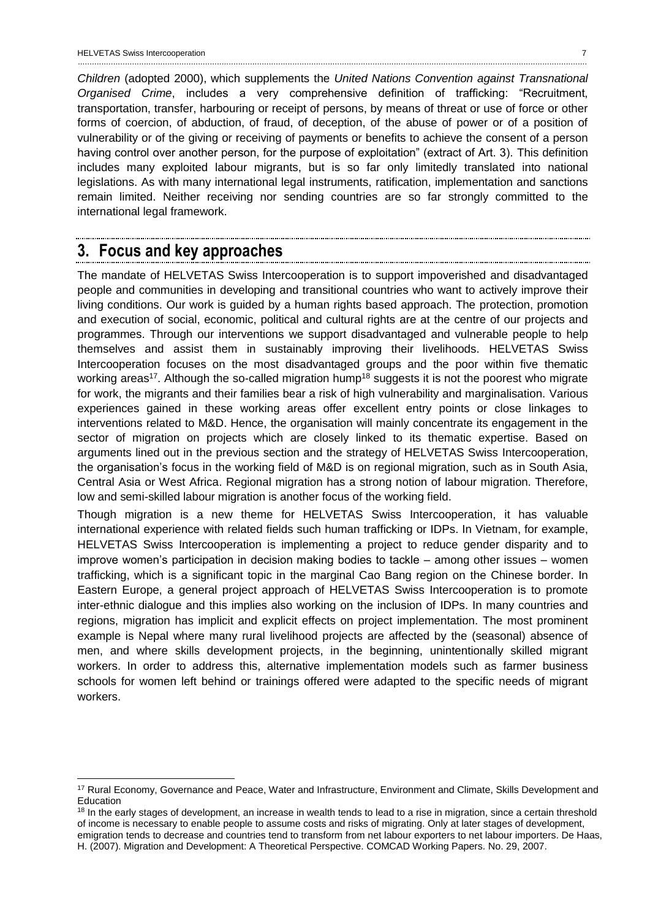*Children* (adopted 2000), which supplements the *United Nations Convention against Transnational Organised Crime*, includes a very comprehensive definition of trafficking: "Recruitment, transportation, transfer, harbouring or receipt of persons, by means of threat or use of force or other forms of coercion, of abduction, of fraud, of deception, of the abuse of power or of a position of vulnerability or of the giving or receiving of payments or benefits to achieve the consent of a person having control over another person, for the purpose of exploitation" (extract of Art. 3). This definition includes many exploited labour migrants, but is so far only limitedly translated into national legislations. As with many international legal instruments, ratification, implementation and sanctions remain limited. Neither receiving nor sending countries are so far strongly committed to the international legal framework.

## 3. Focus and key approaches

The mandate of HELVETAS Swiss Intercooperation is to support impoverished and disadvantaged people and communities in developing and transitional countries who want to actively improve their living conditions. Our work is guided by a human rights based approach. The protection, promotion and execution of social, economic, political and cultural rights are at the centre of our projects and programmes. Through our interventions we support disadvantaged and vulnerable people to help themselves and assist them in sustainably improving their livelihoods. HELVETAS Swiss Intercooperation focuses on the most disadvantaged groups and the poor within five thematic working areas[17]. Although the so-called migration hump[18] suggests it is not the poorest who migrate for work, the migrants and their families bear a risk of high vulnerability and marginalisation. Various experiences gained in these working areas offer excellent entry points or close linkages to interventions related to M&D. Hence, the organisation will mainly concentrate its engagement in the sector of migration on projects which are closely linked to its thematic expertise. Based on arguments lined out in the previous section and the strategy of HELVETAS Swiss Intercooperation, the organisation's focus in the working field of M&D is on regional migration, such as in South Asia, Central Asia or West Africa. Regional migration has a strong notion of labour migration. Therefore, low and semi-skilled labour migration is another focus of the working field.

Though migration is a new theme for HELVETAS Swiss Intercooperation, it has valuable international experience with related fields such human trafficking or IDPs. In Vietnam, for example, HELVETAS Swiss Intercooperation is implementing a project to reduce gender disparity and to improve women's participation in decision making bodies to tackle – among other issues – women trafficking, which is a significant topic in the marginal Cao Bang region on the Chinese border. In Eastern Europe, a general project approach of HELVETAS Swiss Intercooperation is to promote inter-ethnic dialogue and this implies also working on the inclusion of IDPs. In many countries and regions, migration has implicit and explicit effects on project implementation. The most prominent example is Nepal where many rural livelihood projects are affected by the (seasonal) absence of men, and where skills development projects, in the beginning, unintentionally skilled migrant workers. In order to address this, alternative implementation models such as farmer business schools for women left behind or trainings offered were adapted to the specific needs of migrant workers.

---

[17] Rural Economy, Governance and Peace, Water and Infrastructure, Environment and Climate, Skills Development and Education

[18] In the early stages of development, an increase in wealth tends to lead to a rise in migration, since a certain threshold of income is necessary to enable people to assume costs and risks of migrating. Only at later stages of development, emigration tends to decrease and countries tend to transform from net labour exporters to net labour importers. De Haas, H. (2007). Migration and Development: A Theoretical Perspective. COMCAD Working Papers. No. 29, 2007.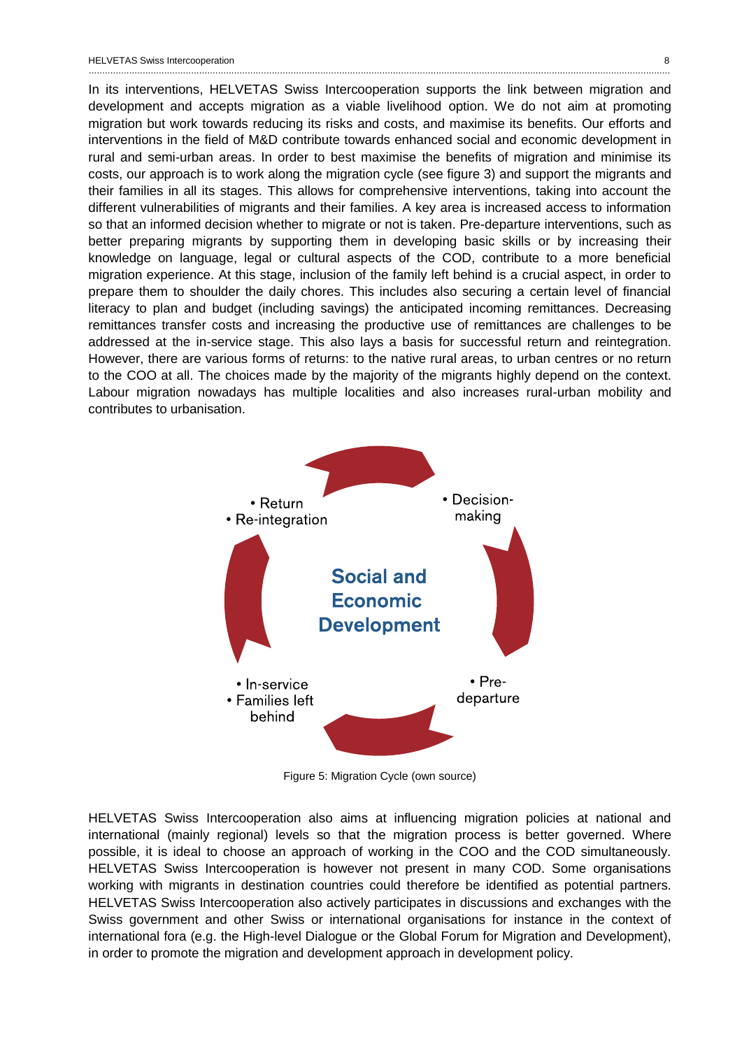In its interventions, HELVETAS Swiss Intercooperation supports the link between migration and development and accepts migration as a viable livelihood option. We do not aim at promoting migration but work towards reducing its risks and costs, and maximise its benefits. Our efforts and interventions in the field of M&D contribute towards enhanced social and economic development in rural and semi-urban areas. In order to best maximise the benefits of migration and minimise its costs, our approach is to work along the migration cycle (see figure 3) and support the migrants and their families in all its stages. This allows for comprehensive interventions, taking into account the different vulnerabilities of migrants and their families. A key area is increased access to information so that an informed decision whether to migrate or not is taken. Pre-departure interventions, such as better preparing migrants by supporting them in developing basic skills or by increasing their knowledge on language, legal or cultural aspects of the COD, contribute to a more beneficial migration experience. At this stage, inclusion of the family left behind is a crucial aspect, in order to prepare them to shoulder the daily chores. This includes also securing a certain level of financial literacy to plan and budget (including savings) the anticipated incoming remittances. Decreasing remittances transfer costs and increasing the productive use of remittances are challenges to be addressed at the in-service stage. This also lays a basis for successful return and reintegration. However, there are various forms of returns: to the native rural areas, to urban centres or no return to the COO at all. The choices made by the majority of the migrants highly depend on the context. Labour migration nowadays has multiple localities and also increases rural-urban mobility and contributes to urbanisation.

Social and Economic Development

- Decision-making
- Pre-departure
- In-service
- Families left behind
- Return
- Re-integration

Figure 5: Migration Cycle (own source)

HELVETAS Swiss Intercooperation also aims at influencing migration policies at national and international (mainly regional) levels so that the migration process is better governed. Where possible, it is ideal to choose an approach of working in the COO and the COD simultaneously. HELVETAS Swiss Intercooperation is however not present in many COD. Some organisations working with migrants in destination countries could therefore be identified as potential partners. HELVETAS Swiss Intercooperation also actively participates in discussions and exchanges with the Swiss government and other Swiss or international organisations for instance in the context of international fora (e.g. the High-level Dialogue or the Global Forum for Migration and Development), in order to promote the migration and development approach in development policy.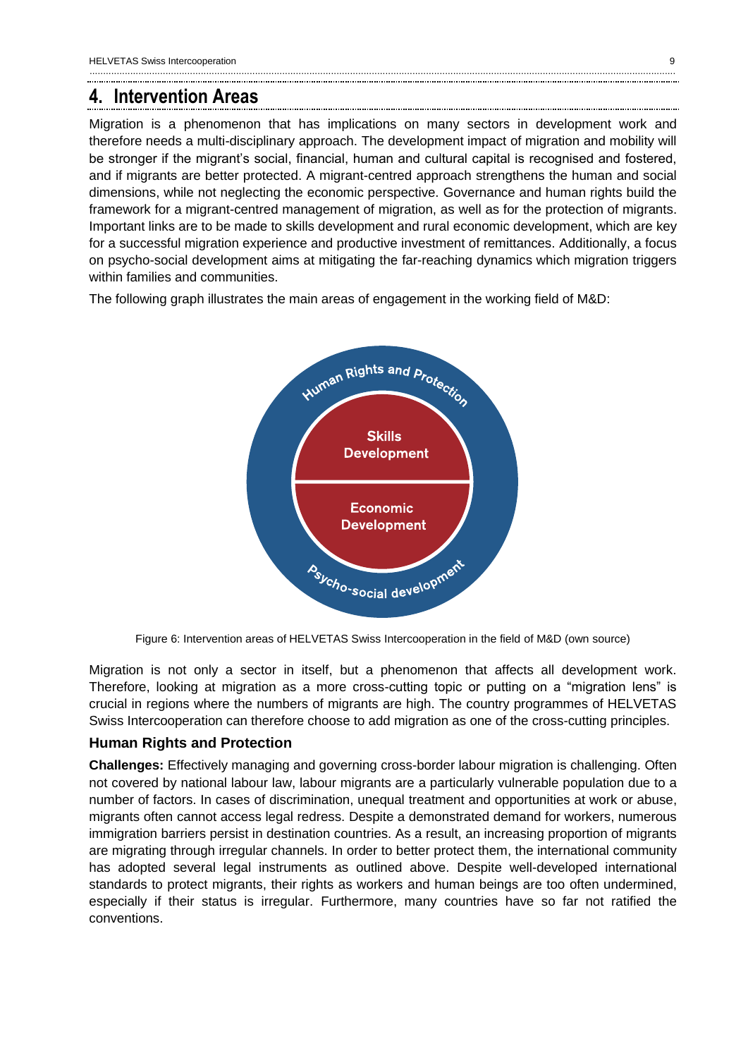## 4. Intervention Areas

Migration is a phenomenon that has implications on many sectors in development work and therefore needs a multi-disciplinary approach. The development impact of migration and mobility will be stronger if the migrant's social, financial, human and cultural capital is recognised and fostered, and if migrants are better protected. A migrant-centred approach strengthens the human and social dimensions, while not neglecting the economic perspective. Governance and human rights build the framework for a migrant-centred management of migration, as well as for the protection of migrants. Important links are to be made to skills development and rural economic development, which are key for a successful migration experience and productive investment of remittances. Additionally, a focus on psycho-social development aims at mitigating the far-reaching dynamics which migration triggers within families and communities.

The following graph illustrates the main areas of engagement in the working field of M&D:

Human Rights and Protection

Skills Development

Economic Development

Psycho-social development

Figure 6: Intervention areas of HELVETAS Swiss Intercooperation in the field of M&D (own source)

Migration is not only a sector in itself, but a phenomenon that affects all development work. Therefore, looking at migration as a more cross-cutting topic or putting on a "migration lens" is crucial in regions where the numbers of migrants are high. The country programmes of HELVETAS Swiss Intercooperation can therefore choose to add migration as one of the cross-cutting principles.

### Human Rights and Protection

**Challenges:** Effectively managing and governing cross-border labour migration is challenging. Often not covered by national labour law, labour migrants are a particularly vulnerable population due to a number of factors. In cases of discrimination, unequal treatment and opportunities at work or abuse, migrants often cannot access legal redress. Despite a demonstrated demand for workers, numerous immigration barriers persist in destination countries. As a result, an increasing proportion of migrants are migrating through irregular channels. In order to better protect them, the international community has adopted several legal instruments as outlined above. Despite well-developed international standards to protect migrants, their rights as workers and human beings are too often undermined, especially if their status is irregular. Furthermore, many countries have so far not ratified the conventions.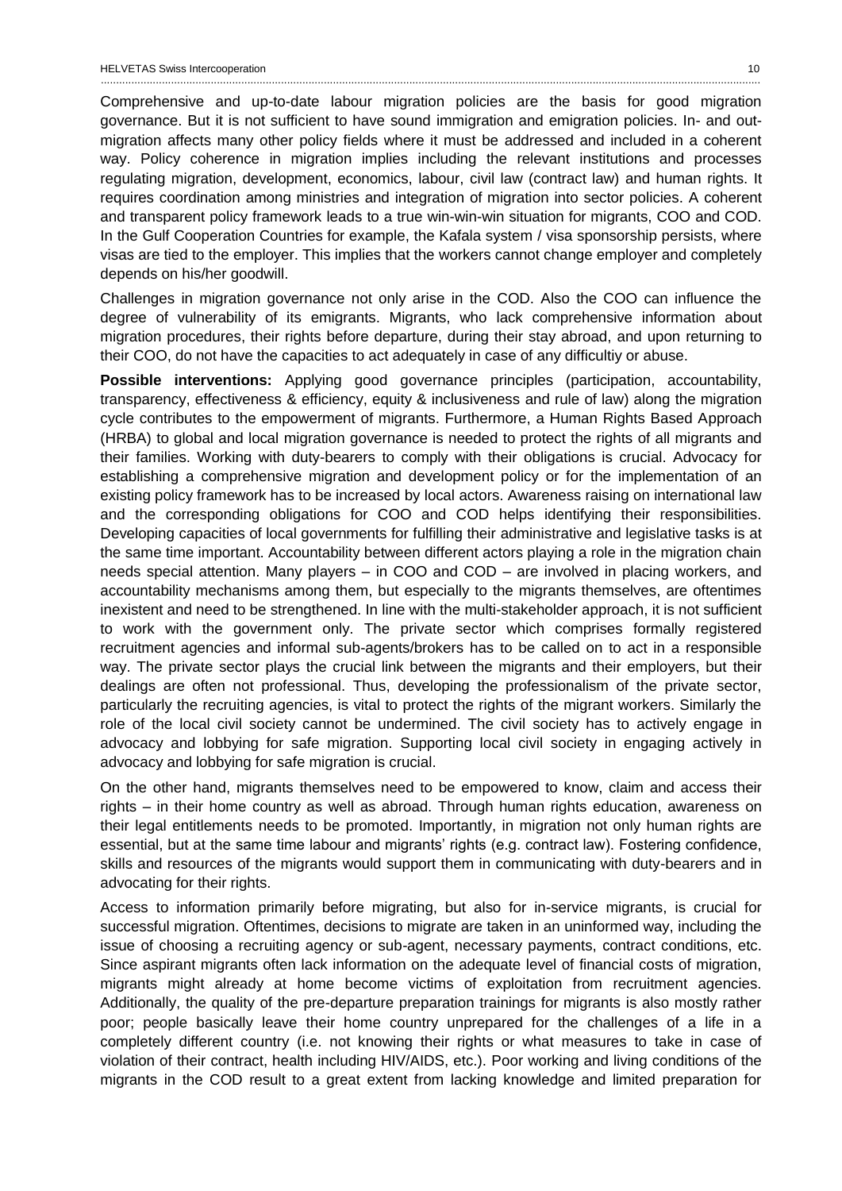Comprehensive and up-to-date labour migration policies are the basis for good migration governance. But it is not sufficient to have sound immigration and emigration policies. In- and out-migration affects many other policy fields where it must be addressed and included in a coherent way. Policy coherence in migration implies including the relevant institutions and processes regulating migration, development, economics, labour, civil law (contract law) and human rights. It requires coordination among ministries and integration of migration into sector policies. A coherent and transparent policy framework leads to a true win-win-win situation for migrants, COO and COD. In the Gulf Cooperation Countries for example, the Kafala system / visa sponsorship persists, where visas are tied to the employer. This implies that the workers cannot change employer and completely depends on his/her goodwill.

Challenges in migration governance not only arise in the COD. Also the COO can influence the degree of vulnerability of its emigrants. Migrants, who lack comprehensive information about migration procedures, their rights before departure, during their stay abroad, and upon returning to their COO, do not have the capacities to act adequately in case of any difficultiy or abuse.

**Possible interventions:** Applying good governance principles (participation, accountability, transparency, effectiveness & efficiency, equity & inclusiveness and rule of law) along the migration cycle contributes to the empowerment of migrants. Furthermore, a Human Rights Based Approach (HRBA) to global and local migration governance is needed to protect the rights of all migrants and their families. Working with duty-bearers to comply with their obligations is crucial. Advocacy for establishing a comprehensive migration and development policy or for the implementation of an existing policy framework has to be increased by local actors. Awareness raising on international law and the corresponding obligations for COO and COD helps identifying their responsibilities. Developing capacities of local governments for fulfilling their administrative and legislative tasks is at the same time important. Accountability between different actors playing a role in the migration chain needs special attention. Many players – in COO and COD – are involved in placing workers, and accountability mechanisms among them, but especially to the migrants themselves, are oftentimes inexistent and need to be strengthened. In line with the multi-stakeholder approach, it is not sufficient to work with the government only. The private sector which comprises formally registered recruitment agencies and informal sub-agents/brokers has to be called on to act in a responsible way. The private sector plays the crucial link between the migrants and their employers, but their dealings are often not professional. Thus, developing the professionalism of the private sector, particularly the recruiting agencies, is vital to protect the rights of the migrant workers. Similarly the role of the local civil society cannot be undermined. The civil society has to actively engage in advocacy and lobbying for safe migration. Supporting local civil society in engaging actively in advocacy and lobbying for safe migration is crucial.

On the other hand, migrants themselves need to be empowered to know, claim and access their rights – in their home country as well as abroad. Through human rights education, awareness on their legal entitlements needs to be promoted. Importantly, in migration not only human rights are essential, but at the same time labour and migrants' rights (e.g. contract law). Fostering confidence, skills and resources of the migrants would support them in communicating with duty-bearers and in advocating for their rights.

Access to information primarily before migrating, but also for in-service migrants, is crucial for successful migration. Oftentimes, decisions to migrate are taken in an uninformed way, including the issue of choosing a recruiting agency or sub-agent, necessary payments, contract conditions, etc. Since aspirant migrants often lack information on the adequate level of financial costs of migration, migrants might already at home become victims of exploitation from recruitment agencies. Additionally, the quality of the pre-departure preparation trainings for migrants is also mostly rather poor; people basically leave their home country unprepared for the challenges of a life in a completely different country (i.e. not knowing their rights or what measures to take in case of violation of their contract, health including HIV/AIDS, etc.). Poor working and living conditions of the migrants in the COD result to a great extent from lacking knowledge and limited preparation for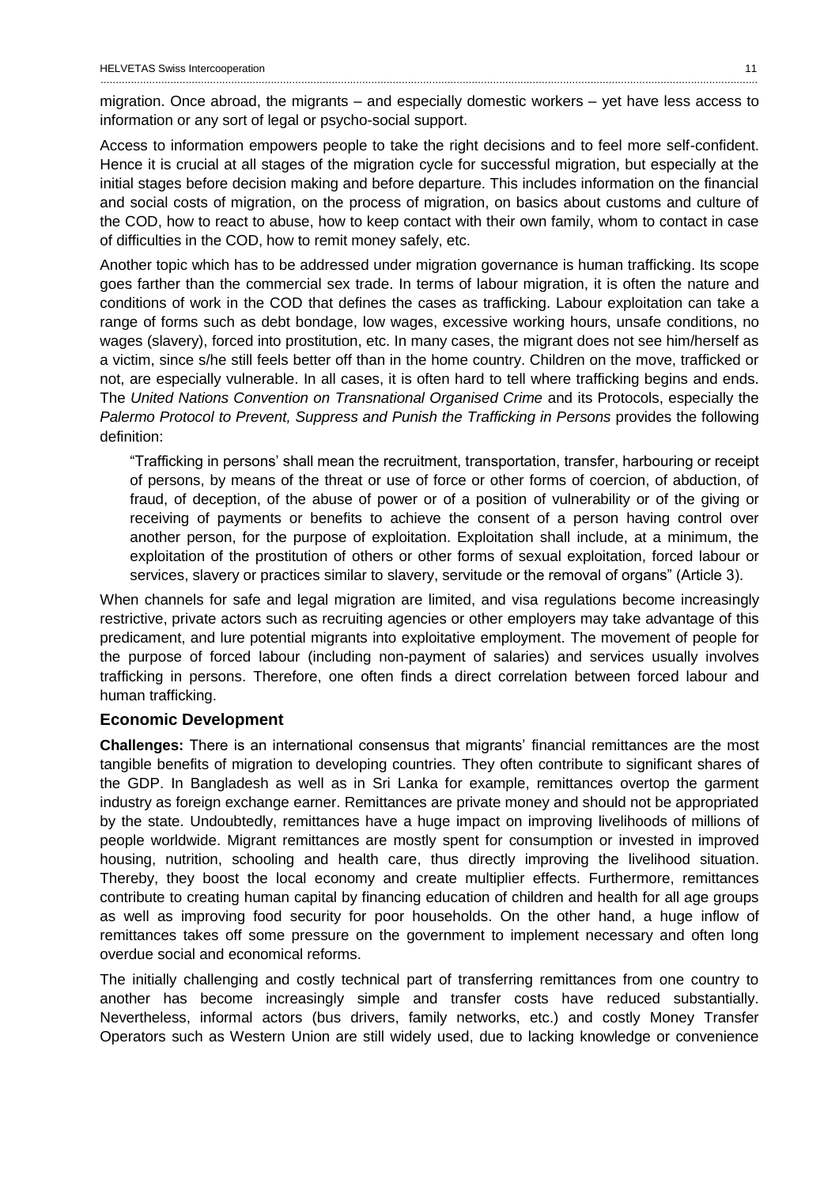migration. Once abroad, the migrants – and especially domestic workers – yet have less access to information or any sort of legal or psycho-social support.

Access to information empowers people to take the right decisions and to feel more self-confident. Hence it is crucial at all stages of the migration cycle for successful migration, but especially at the initial stages before decision making and before departure. This includes information on the financial and social costs of migration, on the process of migration, on basics about customs and culture of the COD, how to react to abuse, how to keep contact with their own family, whom to contact in case of difficulties in the COD, how to remit money safely, etc.

Another topic which has to be addressed under migration governance is human trafficking. Its scope goes farther than the commercial sex trade. In terms of labour migration, it is often the nature and conditions of work in the COD that defines the cases as trafficking. Labour exploitation can take a range of forms such as debt bondage, low wages, excessive working hours, unsafe conditions, no wages (slavery), forced into prostitution, etc. In many cases, the migrant does not see him/herself as a victim, since s/he still feels better off than in the home country. Children on the move, trafficked or not, are especially vulnerable. In all cases, it is often hard to tell where trafficking begins and ends. The *United Nations Convention on Transnational Organised Crime* and its Protocols, especially the *Palermo Protocol to Prevent, Suppress and Punish the Trafficking in Persons* provides the following definition:

> "Trafficking in persons' shall mean the recruitment, transportation, transfer, harbouring or receipt of persons, by means of the threat or use of force or other forms of coercion, of abduction, of fraud, of deception, of the abuse of power or of a position of vulnerability or of the giving or receiving of payments or benefits to achieve the consent of a person having control over another person, for the purpose of exploitation. Exploitation shall include, at a minimum, the exploitation of the prostitution of others or other forms of sexual exploitation, forced labour or services, slavery or practices similar to slavery, servitude or the removal of organs" (Article 3).

When channels for safe and legal migration are limited, and visa regulations become increasingly restrictive, private actors such as recruiting agencies or other employers may take advantage of this predicament, and lure potential migrants into exploitative employment. The movement of people for the purpose of forced labour (including non-payment of salaries) and services usually involves trafficking in persons. Therefore, one often finds a direct correlation between forced labour and human trafficking.

### Economic Development

**Challenges:** There is an international consensus that migrants' financial remittances are the most tangible benefits of migration to developing countries. They often contribute to significant shares of the GDP. In Bangladesh as well as in Sri Lanka for example, remittances overtop the garment industry as foreign exchange earner. Remittances are private money and should not be appropriated by the state. Undoubtedly, remittances have a huge impact on improving livelihoods of millions of people worldwide. Migrant remittances are mostly spent for consumption or invested in improved housing, nutrition, schooling and health care, thus directly improving the livelihood situation. Thereby, they boost the local economy and create multiplier effects. Furthermore, remittances contribute to creating human capital by financing education of children and health for all age groups as well as improving food security for poor households. On the other hand, a huge inflow of remittances takes off some pressure on the government to implement necessary and often long overdue social and economical reforms.

The initially challenging and costly technical part of transferring remittances from one country to another has become increasingly simple and transfer costs have reduced substantially. Nevertheless, informal actors (bus drivers, family networks, etc.) and costly Money Transfer Operators such as Western Union are still widely used, due to lacking knowledge or convenience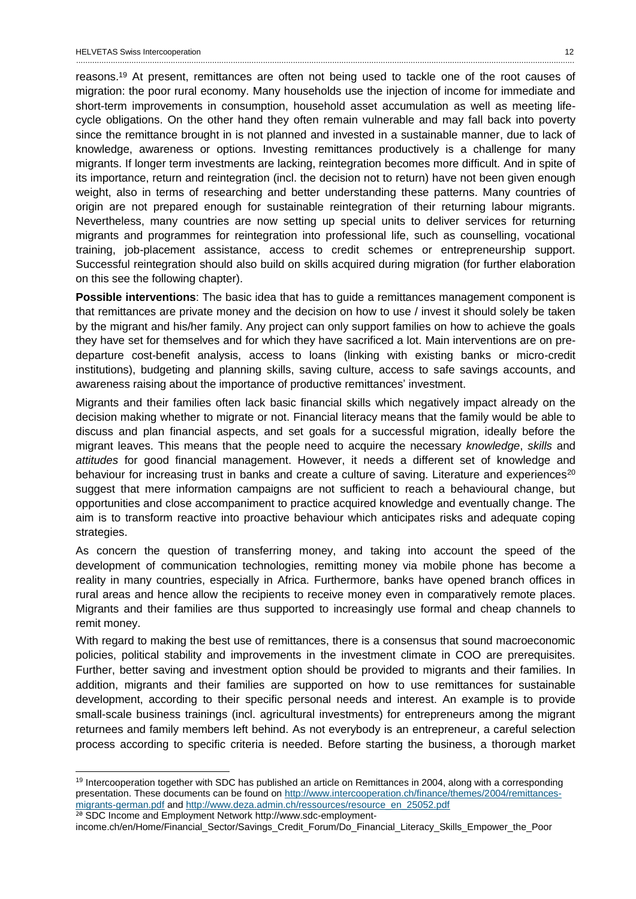reasons.[19] At present, remittances are often not being used to tackle one of the root causes of migration: the poor rural economy. Many households use the injection of income for immediate and short-term improvements in consumption, household asset accumulation as well as meeting life-cycle obligations. On the other hand they often remain vulnerable and may fall back into poverty since the remittance brought in is not planned and invested in a sustainable manner, due to lack of knowledge, awareness or options. Investing remittances productively is a challenge for many migrants. If longer term investments are lacking, reintegration becomes more difficult. And in spite of its importance, return and reintegration (incl. the decision not to return) have not been given enough weight, also in terms of researching and better understanding these patterns. Many countries of origin are not prepared enough for sustainable reintegration of their returning labour migrants. Nevertheless, many countries are now setting up special units to deliver services for returning migrants and programmes for reintegration into professional life, such as counselling, vocational training, job-placement assistance, access to credit schemes or entrepreneurship support. Successful reintegration should also build on skills acquired during migration (for further elaboration on this see the following chapter).

**Possible interventions**: The basic idea that has to guide a remittances management component is that remittances are private money and the decision on how to use / invest it should solely be taken by the migrant and his/her family. Any project can only support families on how to achieve the goals they have set for themselves and for which they have sacrificed a lot. Main interventions are on pre-departure cost-benefit analysis, access to loans (linking with existing banks or micro-credit institutions), budgeting and planning skills, saving culture, access to safe savings accounts, and awareness raising about the importance of productive remittances' investment.

Migrants and their families often lack basic financial skills which negatively impact already on the decision making whether to migrate or not. Financial literacy means that the family would be able to discuss and plan financial aspects, and set goals for a successful migration, ideally before the migrant leaves. This means that the people need to acquire the necessary *knowledge*, *skills* and *attitudes* for good financial management. However, it needs a different set of knowledge and behaviour for increasing trust in banks and create a culture of saving. Literature and experiences[20] suggest that mere information campaigns are not sufficient to reach a behavioural change, but opportunities and close accompaniment to practice acquired knowledge and eventually change. The aim is to transform reactive into proactive behaviour which anticipates risks and adequate coping strategies.

As concern the question of transferring money, and taking into account the speed of the development of communication technologies, remitting money via mobile phone has become a reality in many countries, especially in Africa. Furthermore, banks have opened branch offices in rural areas and hence allow the recipients to receive money even in comparatively remote places. Migrants and their families are thus supported to increasingly use formal and cheap channels to remit money.

With regard to making the best use of remittances, there is a consensus that sound macroeconomic policies, political stability and improvements in the investment climate in COO are prerequisites. Further, better saving and investment option should be provided to migrants and their families. In addition, migrants and their families are supported on how to use remittances for sustainable development, according to their specific personal needs and interest. An example is to provide small-scale business trainings (incl. agricultural investments) for entrepreneurs among the migrant returnees and family members left behind. As not everybody is an entrepreneur, a careful selection process according to specific criteria is needed. Before starting the business, a thorough market

---

[19] Intercooperation together with SDC has published an article on Remittances in 2004, along with a corresponding presentation. These documents can be found on http://www.intercooperation.ch/finance/themes/2004/remittances-migrants-german.pdf and http://www.deza.admin.ch/ressources/resource_en_25052.pdf

[20] SDC Income and Employment Network http://www.sdc-employment-income.ch/en/Home/Financial_Sector/Savings_Credit_Forum/Do_Financial_Literacy_Skills_Empower_the_Poor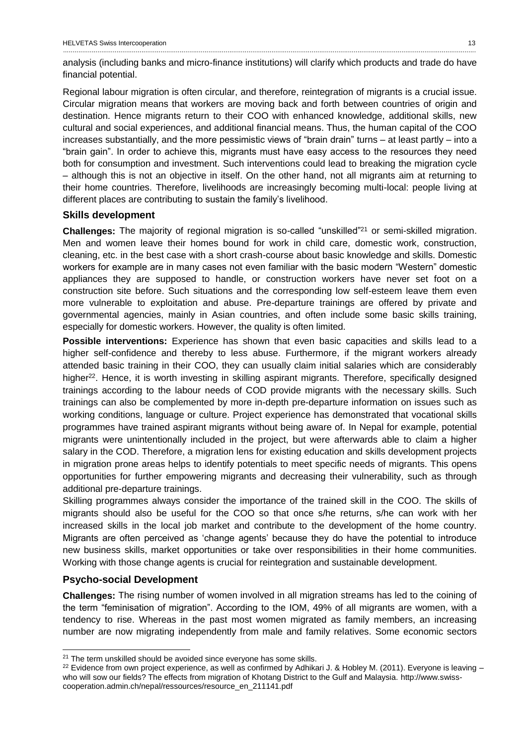analysis (including banks and micro-finance institutions) will clarify which products and trade do have financial potential.

Regional labour migration is often circular, and therefore, reintegration of migrants is a crucial issue. Circular migration means that workers are moving back and forth between countries of origin and destination. Hence migrants return to their COO with enhanced knowledge, additional skills, new cultural and social experiences, and additional financial means. Thus, the human capital of the COO increases substantially, and the more pessimistic views of "brain drain" turns – at least partly – into a "brain gain". In order to achieve this, migrants must have easy access to the resources they need both for consumption and investment. Such interventions could lead to breaking the migration cycle – although this is not an objective in itself. On the other hand, not all migrants aim at returning to their home countries. Therefore, livelihoods are increasingly becoming multi-local: people living at different places are contributing to sustain the family's livelihood.

### Skills development

**Challenges:** The majority of regional migration is so-called "unskilled"[21] or semi-skilled migration. Men and women leave their homes bound for work in child care, domestic work, construction, cleaning, etc. in the best case with a short crash-course about basic knowledge and skills. Domestic workers for example are in many cases not even familiar with the basic modern "Western" domestic appliances they are supposed to handle, or construction workers have never set foot on a construction site before. Such situations and the corresponding low self-esteem leave them even more vulnerable to exploitation and abuse. Pre-departure trainings are offered by private and governmental agencies, mainly in Asian countries, and often include some basic skills training, especially for domestic workers. However, the quality is often limited.

**Possible interventions:** Experience has shown that even basic capacities and skills lead to a higher self-confidence and thereby to less abuse. Furthermore, if the migrant workers already attended basic training in their COO, they can usually claim initial salaries which are considerably higher[22]. Hence, it is worth investing in skilling aspirant migrants. Therefore, specifically designed trainings according to the labour needs of COD provide migrants with the necessary skills. Such trainings can also be complemented by more in-depth pre-departure information on issues such as working conditions, language or culture. Project experience has demonstrated that vocational skills programmes have trained aspirant migrants without being aware of. In Nepal for example, potential migrants were unintentionally included in the project, but were afterwards able to claim a higher salary in the COD. Therefore, a migration lens for existing education and skills development projects in migration prone areas helps to identify potentials to meet specific needs of migrants. This opens opportunities for further empowering migrants and decreasing their vulnerability, such as through additional pre-departure trainings.

Skilling programmes always consider the importance of the trained skill in the COO. The skills of migrants should also be useful for the COO so that once s/he returns, s/he can work with her increased skills in the local job market and contribute to the development of the home country. Migrants are often perceived as 'change agents' because they do have the potential to introduce new business skills, market opportunities or take over responsibilities in their home communities. Working with those change agents is crucial for reintegration and sustainable development.

### Psycho-social Development

**Challenges:** The rising number of women involved in all migration streams has led to the coining of the term "feminisation of migration". According to the IOM, 49% of all migrants are women, with a tendency to rise. Whereas in the past most women migrated as family members, an increasing number are now migrating independently from male and family relatives. Some economic sectors

---

[21] The term unskilled should be avoided since everyone has some skills.

[22] Evidence from own project experience, as well as confirmed by Adhikari J. & Hobley M. (2011). Everyone is leaving – who will sow our fields? The effects from migration of Khotang District to the Gulf and Malaysia. http://www.swiss-cooperation.admin.ch/nepal/ressources/resource_en_211141.pdf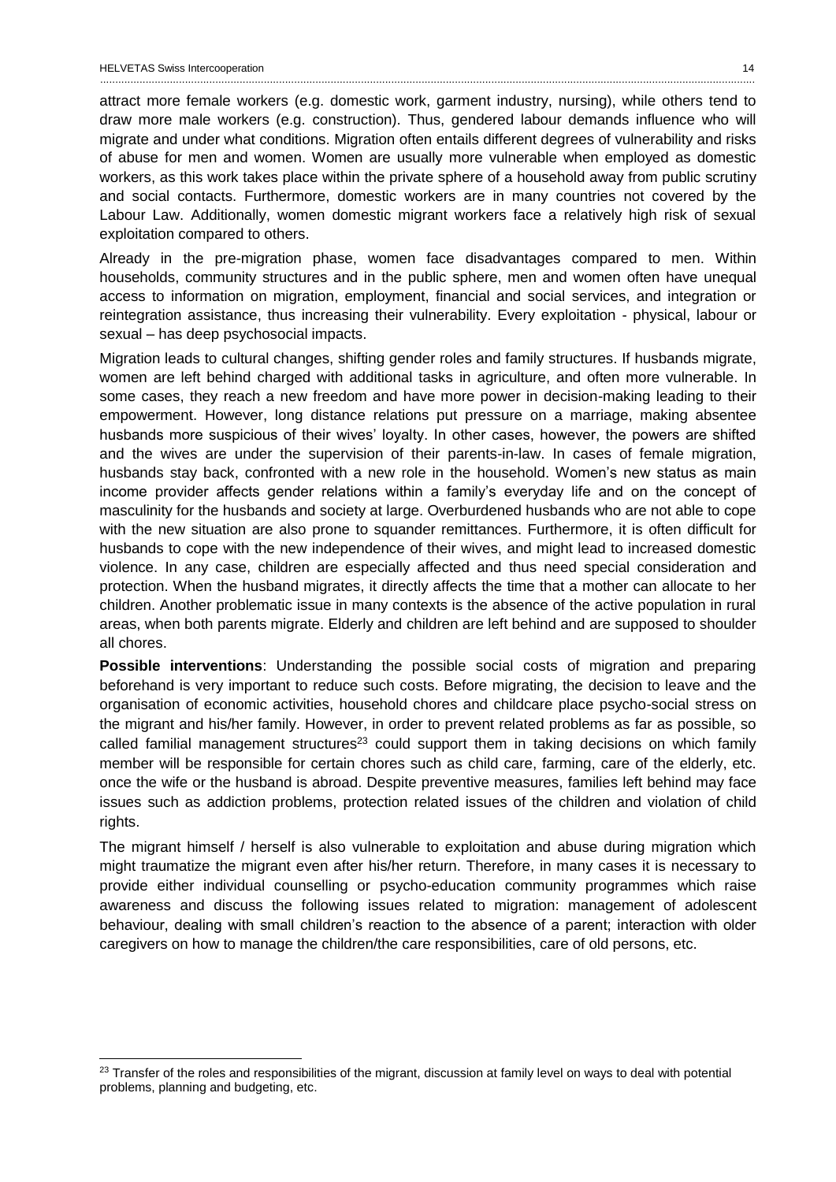attract more female workers (e.g. domestic work, garment industry, nursing), while others tend to draw more male workers (e.g. construction). Thus, gendered labour demands influence who will migrate and under what conditions. Migration often entails different degrees of vulnerability and risks of abuse for men and women. Women are usually more vulnerable when employed as domestic workers, as this work takes place within the private sphere of a household away from public scrutiny and social contacts. Furthermore, domestic workers are in many countries not covered by the Labour Law. Additionally, women domestic migrant workers face a relatively high risk of sexual exploitation compared to others.

Already in the pre-migration phase, women face disadvantages compared to men. Within households, community structures and in the public sphere, men and women often have unequal access to information on migration, employment, financial and social services, and integration or reintegration assistance, thus increasing their vulnerability. Every exploitation - physical, labour or sexual – has deep psychosocial impacts.

Migration leads to cultural changes, shifting gender roles and family structures. If husbands migrate, women are left behind charged with additional tasks in agriculture, and often more vulnerable. In some cases, they reach a new freedom and have more power in decision-making leading to their empowerment. However, long distance relations put pressure on a marriage, making absentee husbands more suspicious of their wives' loyalty. In other cases, however, the powers are shifted and the wives are under the supervision of their parents-in-law. In cases of female migration, husbands stay back, confronted with a new role in the household. Women's new status as main income provider affects gender relations within a family's everyday life and on the concept of masculinity for the husbands and society at large. Overburdened husbands who are not able to cope with the new situation are also prone to squander remittances. Furthermore, it is often difficult for husbands to cope with the new independence of their wives, and might lead to increased domestic violence. In any case, children are especially affected and thus need special consideration and protection. When the husband migrates, it directly affects the time that a mother can allocate to her children. Another problematic issue in many contexts is the absence of the active population in rural areas, when both parents migrate. Elderly and children are left behind and are supposed to shoulder all chores.

**Possible interventions**: Understanding the possible social costs of migration and preparing beforehand is very important to reduce such costs. Before migrating, the decision to leave and the organisation of economic activities, household chores and childcare place psycho-social stress on the migrant and his/her family. However, in order to prevent related problems as far as possible, so called familial management structures[23] could support them in taking decisions on which family member will be responsible for certain chores such as child care, farming, care of the elderly, etc. once the wife or the husband is abroad. Despite preventive measures, families left behind may face issues such as addiction problems, protection related issues of the children and violation of child rights.

The migrant himself / herself is also vulnerable to exploitation and abuse during migration which might traumatize the migrant even after his/her return. Therefore, in many cases it is necessary to provide either individual counselling or psycho-education community programmes which raise awareness and discuss the following issues related to migration: management of adolescent behaviour, dealing with small children's reaction to the absence of a parent; interaction with older caregivers on how to manage the children/the care responsibilities, care of old persons, etc.

[23] Transfer of the roles and responsibilities of the migrant, discussion at family level on ways to deal with potential problems, planning and budgeting, etc.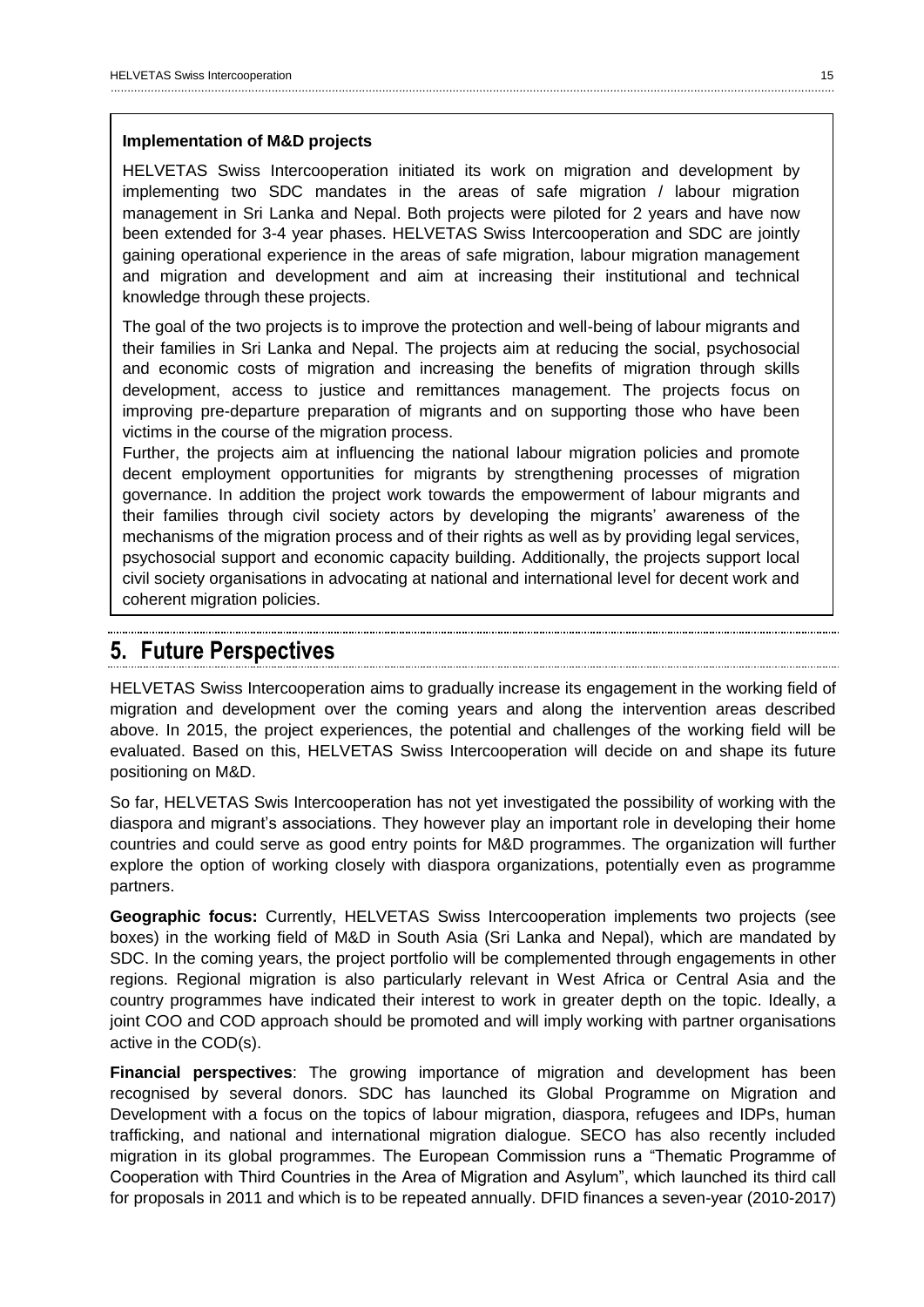**Implementation of M&D projects**

HELVETAS Swiss Intercooperation initiated its work on migration and development by implementing two SDC mandates in the areas of safe migration / labour migration management in Sri Lanka and Nepal. Both projects were piloted for 2 years and have now been extended for 3-4 year phases. HELVETAS Swiss Intercooperation and SDC are jointly gaining operational experience in the areas of safe migration, labour migration management and migration and development and aim at increasing their institutional and technical knowledge through these projects.

The goal of the two projects is to improve the protection and well-being of labour migrants and their families in Sri Lanka and Nepal. The projects aim at reducing the social, psychosocial and economic costs of migration and increasing the benefits of migration through skills development, access to justice and remittances management. The projects focus on improving pre-departure preparation of migrants and on supporting those who have been victims in the course of the migration process.

Further, the projects aim at influencing the national labour migration policies and promote decent employment opportunities for migrants by strengthening processes of migration governance. In addition the project work towards the empowerment of labour migrants and their families through civil society actors by developing the migrants' awareness of the mechanisms of the migration process and of their rights as well as by providing legal services, psychosocial support and economic capacity building. Additionally, the projects support local civil society organisations in advocating at national and international level for decent work and coherent migration policies.

# 5. Future Perspectives

HELVETAS Swiss Intercooperation aims to gradually increase its engagement in the working field of migration and development over the coming years and along the intervention areas described above. In 2015, the project experiences, the potential and challenges of the working field will be evaluated. Based on this, HELVETAS Swiss Intercooperation will decide on and shape its future positioning on M&D.

So far, HELVETAS Swis Intercooperation has not yet investigated the possibility of working with the diaspora and migrant's associations. They however play an important role in developing their home countries and could serve as good entry points for M&D programmes. The organization will further explore the option of working closely with diaspora organizations, potentially even as programme partners.

**Geographic focus:** Currently, HELVETAS Swiss Intercooperation implements two projects (see boxes) in the working field of M&D in South Asia (Sri Lanka and Nepal), which are mandated by SDC. In the coming years, the project portfolio will be complemented through engagements in other regions. Regional migration is also particularly relevant in West Africa or Central Asia and the country programmes have indicated their interest to work in greater depth on the topic. Ideally, a joint COO and COD approach should be promoted and will imply working with partner organisations active in the COD(s).

**Financial perspectives**: The growing importance of migration and development has been recognised by several donors. SDC has launched its Global Programme on Migration and Development with a focus on the topics of labour migration, diaspora, refugees and IDPs, human trafficking, and national and international migration dialogue. SECO has also recently included migration in its global programmes. The European Commission runs a "Thematic Programme of Cooperation with Third Countries in the Area of Migration and Asylum", which launched its third call for proposals in 2011 and which is to be repeated annually. DFID finances a seven-year (2010-2017)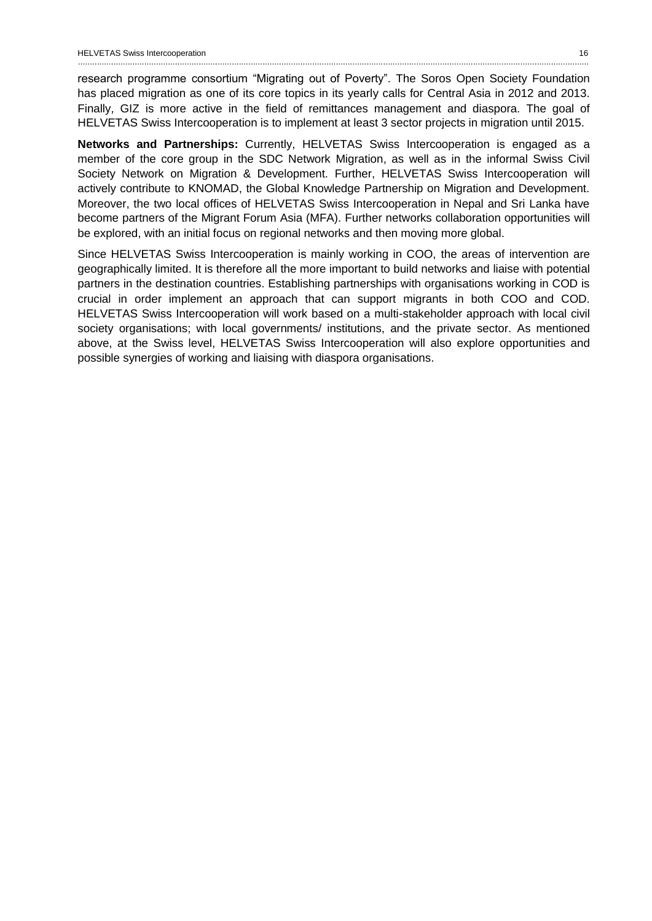research programme consortium “Migrating out of Poverty”. The Soros Open Society Foundation has placed migration as one of its core topics in its yearly calls for Central Asia in 2012 and 2013. Finally, GIZ is more active in the field of remittances management and diaspora. The goal of HELVETAS Swiss Intercooperation is to implement at least 3 sector projects in migration until 2015.

**Networks and Partnerships:** Currently, HELVETAS Swiss Intercooperation is engaged as a member of the core group in the SDC Network Migration, as well as in the informal Swiss Civil Society Network on Migration & Development. Further, HELVETAS Swiss Intercooperation will actively contribute to KNOMAD, the Global Knowledge Partnership on Migration and Development. Moreover, the two local offices of HELVETAS Swiss Intercooperation in Nepal and Sri Lanka have become partners of the Migrant Forum Asia (MFA). Further networks collaboration opportunities will be explored, with an initial focus on regional networks and then moving more global.

Since HELVETAS Swiss Intercooperation is mainly working in COO, the areas of intervention are geographically limited. It is therefore all the more important to build networks and liaise with potential partners in the destination countries. Establishing partnerships with organisations working in COD is crucial in order implement an approach that can support migrants in both COO and COD. HELVETAS Swiss Intercooperation will work based on a multi-stakeholder approach with local civil society organisations; with local governments/ institutions, and the private sector. As mentioned above, at the Swiss level, HELVETAS Swiss Intercooperation will also explore opportunities and possible synergies of working and liaising with diaspora organisations.